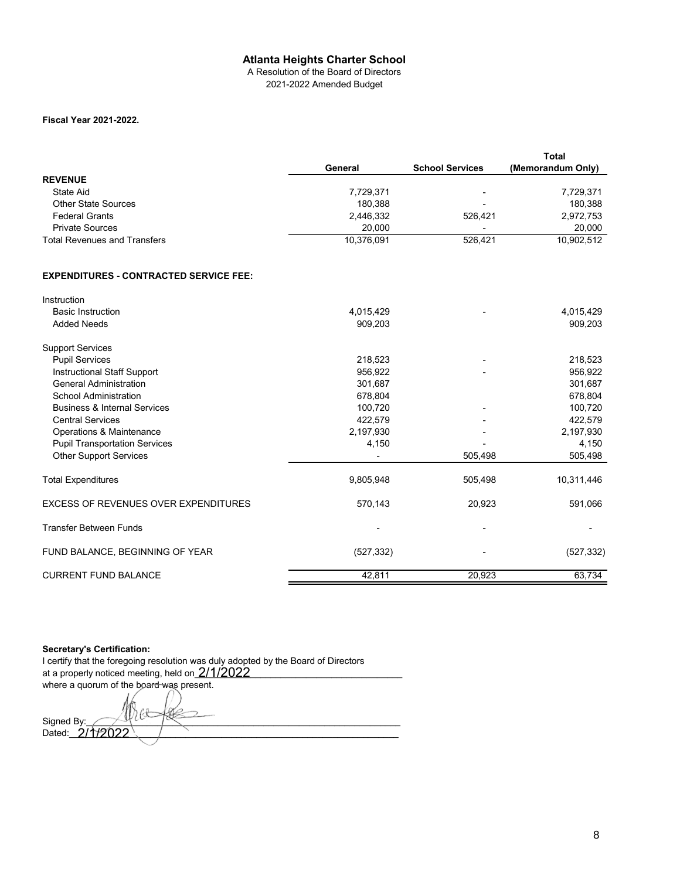# Atlanta Heights Charter School

A Resolution of the Board of Directors
2021-2022 Amended Budget

**Fiscal Year 2021-2022.**

| | General | School Services | Total (Memorandum Only) |
|---|---|---|---|
| **REVENUE** | | | |
| State Aid | 7,729,371 | - | 7,729,371 |
| Other State Sources | 180,388 | - | 180,388 |
| Federal Grants | 2,446,332 | 526,421 | 2,972,753 |
| Private Sources | 20,000 | - | 20,000 |
| Total Revenues and Transfers | 10,376,091 | 526,421 | 10,902,512 |
| | | | |
| **EXPENDITURES - CONTRACTED SERVICE FEE:** | | | |
| Instruction | | | |
| Basic Instruction | 4,015,429 | - | 4,015,429 |
| Added Needs | 909,203 | | 909,203 |
| Support Services | | | |
| Pupil Services | 218,523 | - | 218,523 |
| Instructional Staff Support | 956,922 | - | 956,922 |
| General Administration | 301,687 | | 301,687 |
| School Administration | 678,804 | | 678,804 |
| Business & Internal Services | 100,720 | - | 100,720 |
| Central Services | 422,579 | - | 422,579 |
| Operations & Maintenance | 2,197,930 | - | 2,197,930 |
| Pupil Transportation Services | 4,150 | - | 4,150 |
| Other Support Services | - | 505,498 | 505,498 |
| Total Expenditures | 9,805,948 | 505,498 | 10,311,446 |
| EXCESS OF REVENUES OVER EXPENDITURES | 570,143 | 20,923 | 591,066 |
| Transfer Between Funds | - | - | - |
| FUND BALANCE, BEGINNING OF YEAR | (527,332) | - | (527,332) |
| CURRENT FUND BALANCE | 42,811 | 20,923 | 63,734 |

**Secretary's Certification:**

I certify that the foregoing resolution was duly adopted by the Board of Directors at a properly noticed meeting, held on 2/1/2022 where a quorum of the board was present.

Signed By: ______________________

Dated: 2/1/2022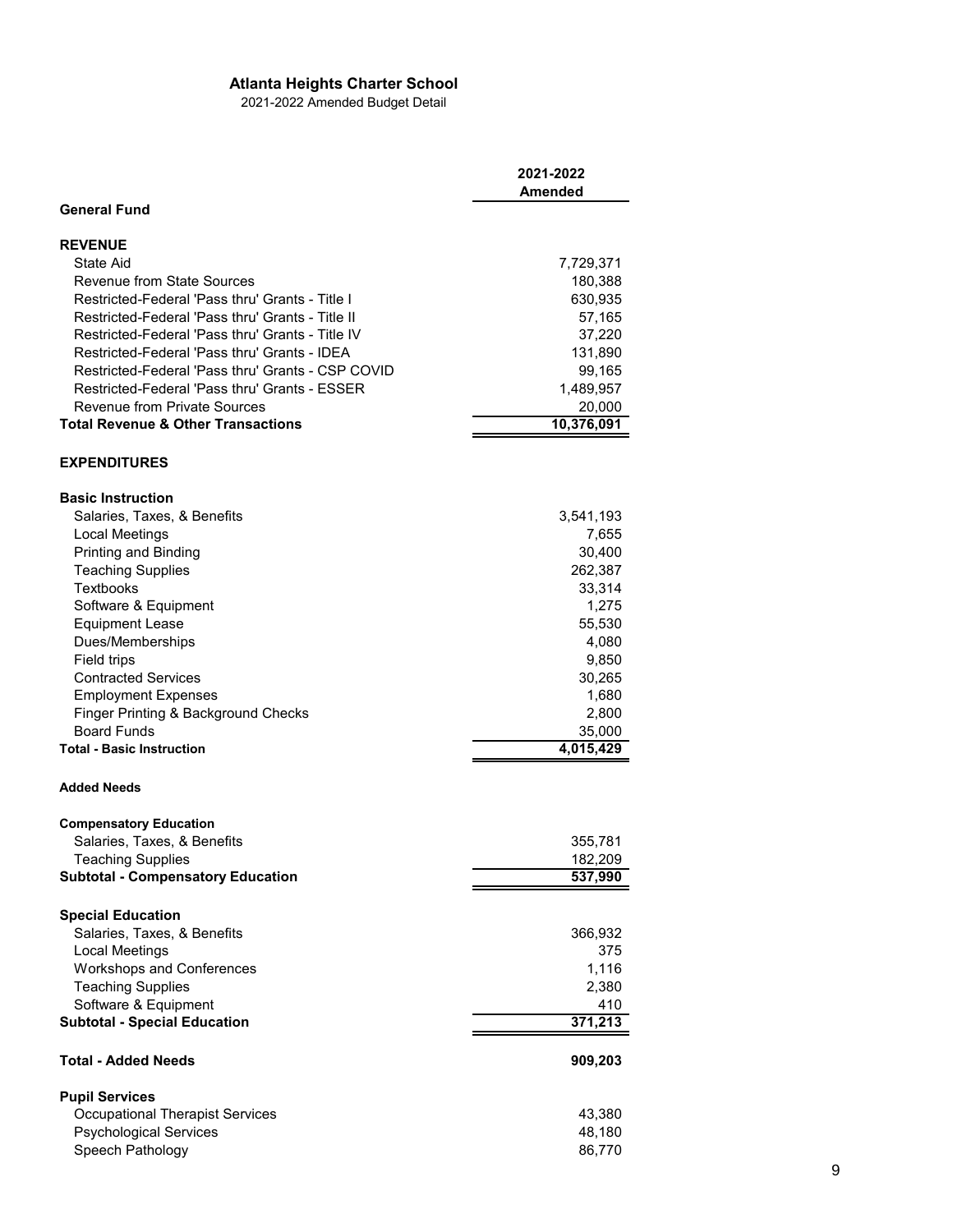**Atlanta Heights Charter School**

2021-2022 Amended Budget Detail

| | 2021-2022 Amended |
|---|---|
| **General Fund** | |
| | |
| **REVENUE** | |
| State Aid | 7,729,371 |
| Revenue from State Sources | 180,388 |
| Restricted-Federal 'Pass thru' Grants - Title I | 630,935 |
| Restricted-Federal 'Pass thru' Grants - Title II | 57,165 |
| Restricted-Federal 'Pass thru' Grants - Title IV | 37,220 |
| Restricted-Federal 'Pass thru' Grants - IDEA | 131,890 |
| Restricted-Federal 'Pass thru' Grants - CSP COVID | 99,165 |
| Restricted-Federal 'Pass thru' Grants - ESSER | 1,489,957 |
| Revenue from Private Sources | 20,000 |
| **Total Revenue & Other Transactions** | **10,376,091** |
| | |
| **EXPENDITURES** | |
| | |
| **Basic Instruction** | |
| Salaries, Taxes, & Benefits | 3,541,193 |
| Local Meetings | 7,655 |
| Printing and Binding | 30,400 |
| Teaching Supplies | 262,387 |
| Textbooks | 33,314 |
| Software & Equipment | 1,275 |
| Equipment Lease | 55,530 |
| Dues/Memberships | 4,080 |
| Field trips | 9,850 |
| Contracted Services | 30,265 |
| Employment Expenses | 1,680 |
| Finger Printing & Background Checks | 2,800 |
| Board Funds | 35,000 |
| **Total - Basic Instruction** | **4,015,429** |
| | |
| **Added Needs** | |
| | |
| **Compensatory Education** | |
| Salaries, Taxes, & Benefits | 355,781 |
| Teaching Supplies | 182,209 |
| **Subtotal - Compensatory Education** | **537,990** |
| | |
| **Special Education** | |
| Salaries, Taxes, & Benefits | 366,932 |
| Local Meetings | 375 |
| Workshops and Conferences | 1,116 |
| Teaching Supplies | 2,380 |
| Software & Equipment | 410 |
| **Subtotal - Special Education** | **371,213** |
| | |
| **Total - Added Needs** | **909,203** |
| | |
| **Pupil Services** | |
| Occupational Therapist Services | 43,380 |
| Psychological Services | 48,180 |
| Speech Pathology | 86,770 |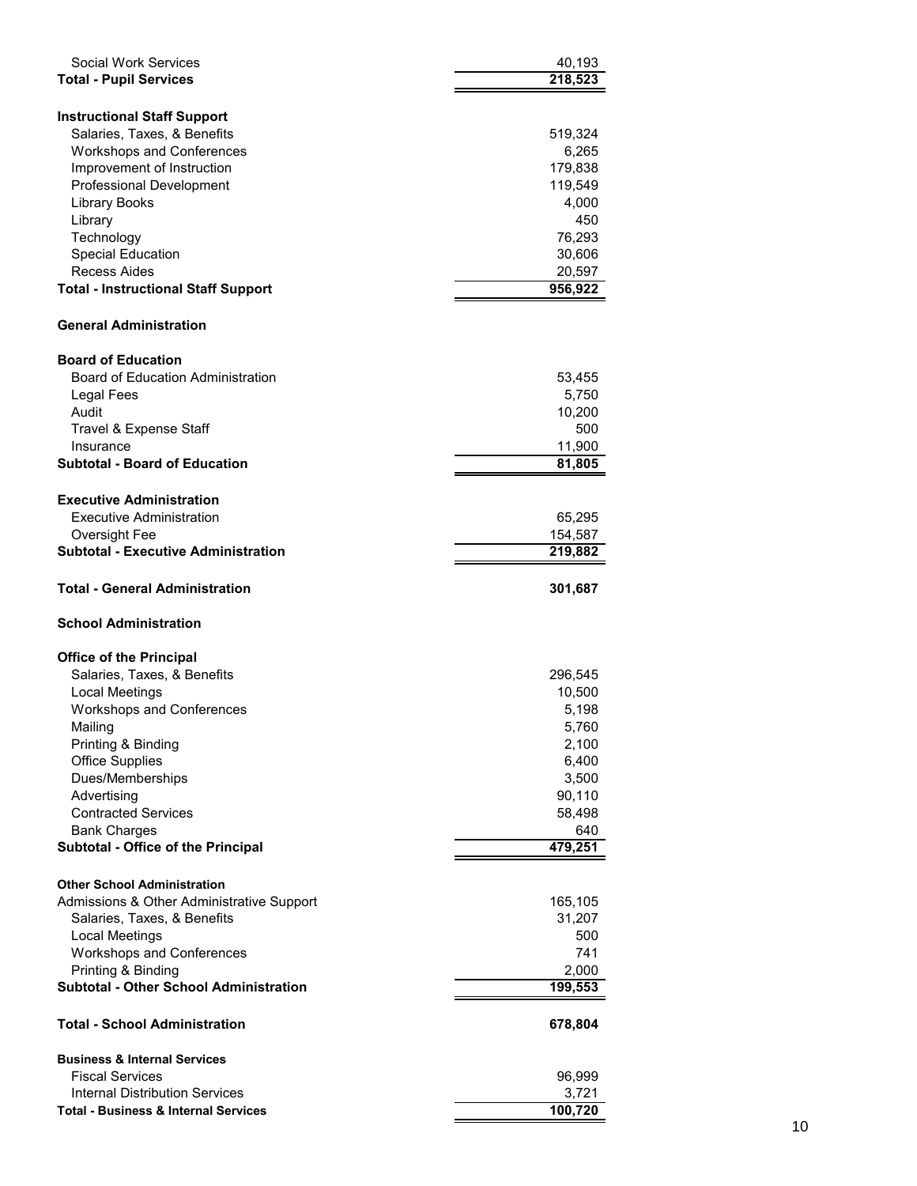| | |
|---|---:|
| Social Work Services | 40,193 |
| **Total - Pupil Services** | **218,523** |
| | |
| **Instructional Staff Support** | |
| Salaries, Taxes, & Benefits | 519,324 |
| Workshops and Conferences | 6,265 |
| Improvement of Instruction | 179,838 |
| Professional Development | 119,549 |
| Library Books | 4,000 |
| Library | 450 |
| Technology | 76,293 |
| Special Education | 30,606 |
| Recess Aides | 20,597 |
| **Total - Instructional Staff Support** | **956,922** |
| | |
| **General Administration** | |
| | |
| **Board of Education** | |
| Board of Education Administration | 53,455 |
| Legal Fees | 5,750 |
| Audit | 10,200 |
| Travel & Expense Staff | 500 |
| Insurance | 11,900 |
| **Subtotal - Board of Education** | **81,805** |
| | |
| **Executive Administration** | |
| Executive Administration | 65,295 |
| Oversight Fee | 154,587 |
| **Subtotal - Executive Administration** | **219,882** |
| | |
| **Total - General Administration** | **301,687** |
| | |
| **School Administration** | |
| | |
| **Office of the Principal** | |
| Salaries, Taxes, & Benefits | 296,545 |
| Local Meetings | 10,500 |
| Workshops and Conferences | 5,198 |
| Mailing | 5,760 |
| Printing & Binding | 2,100 |
| Office Supplies | 6,400 |
| Dues/Memberships | 3,500 |
| Advertising | 90,110 |
| Contracted Services | 58,498 |
| Bank Charges | 640 |
| **Subtotal - Office of the Principal** | **479,251** |
| | |
| **Other School Administration** | |
| Admissions & Other Administrative Support | 165,105 |
| Salaries, Taxes, & Benefits | 31,207 |
| Local Meetings | 500 |
| Workshops and Conferences | 741 |
| Printing & Binding | 2,000 |
| **Subtotal - Other School Administration** | **199,553** |
| | |
| **Total - School Administration** | **678,804** |
| | |
| **Business & Internal Services** | |
| Fiscal Services | 96,999 |
| Internal Distribution Services | 3,721 |
| **Total - Business & Internal Services** | **100,720** |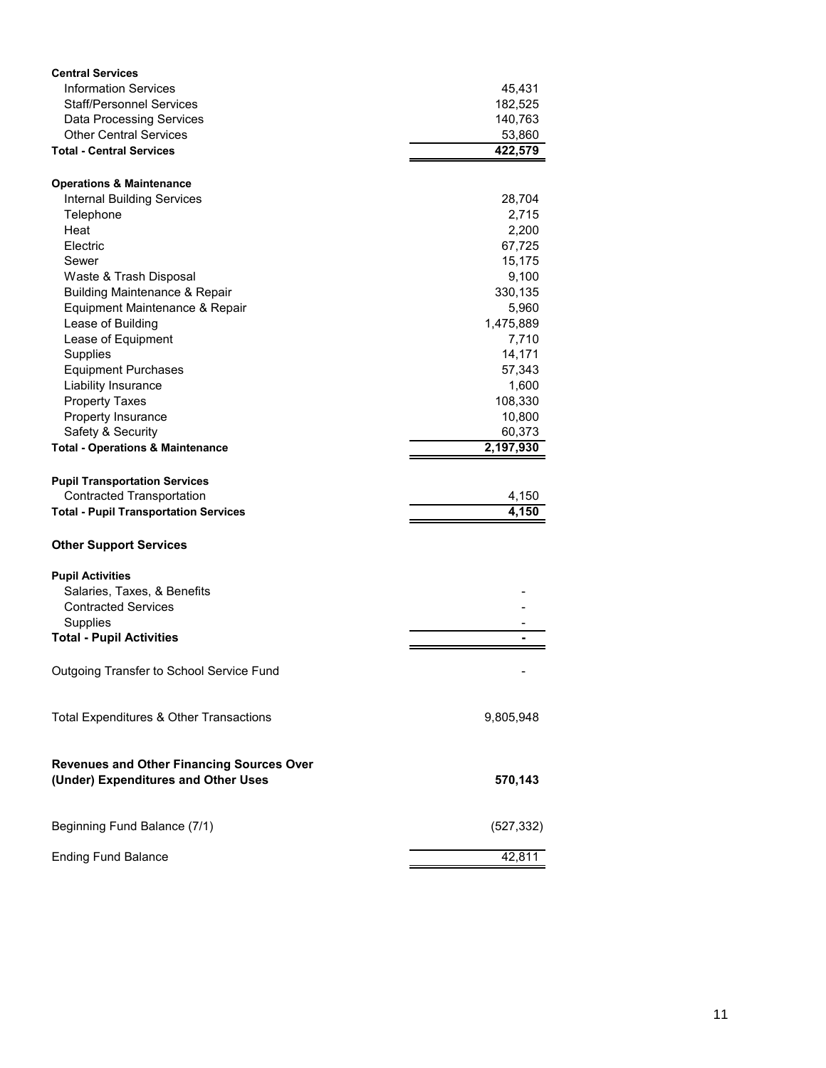| | |
|---|---|
| **Central Services** | |
| Information Services | 45,431 |
| Staff/Personnel Services | 182,525 |
| Data Processing Services | 140,763 |
| Other Central Services | 53,860 |
| **Total - Central Services** | **422,579** |
| | |
| **Operations & Maintenance** | |
| Internal Building Services | 28,704 |
| Telephone | 2,715 |
| Heat | 2,200 |
| Electric | 67,725 |
| Sewer | 15,175 |
| Waste & Trash Disposal | 9,100 |
| Building Maintenance & Repair | 330,135 |
| Equipment Maintenance & Repair | 5,960 |
| Lease of Building | 1,475,889 |
| Lease of Equipment | 7,710 |
| Supplies | 14,171 |
| Equipment Purchases | 57,343 |
| Liability Insurance | 1,600 |
| Property Taxes | 108,330 |
| Property Insurance | 10,800 |
| Safety & Security | 60,373 |
| **Total - Operations & Maintenance** | **2,197,930** |
| | |
| **Pupil Transportation Services** | |
| Contracted Transportation | 4,150 |
| **Total - Pupil Transportation Services** | **4,150** |
| | |
| **Other Support Services** | |
| | |
| **Pupil Activities** | |
| Salaries, Taxes, & Benefits | - |
| Contracted Services | - |
| Supplies | - |
| **Total - Pupil Activities** | **-** |
| | |
| Outgoing Transfer to School Service Fund | - |
| | |
| Total Expenditures & Other Transactions | 9,805,948 |
| | |
| **Revenues and Other Financing Sources Over (Under) Expenditures and Other Uses** | **570,143** |
| | |
| Beginning Fund Balance (7/1) | (527,332) |
| | |
| Ending Fund Balance | 42,811 |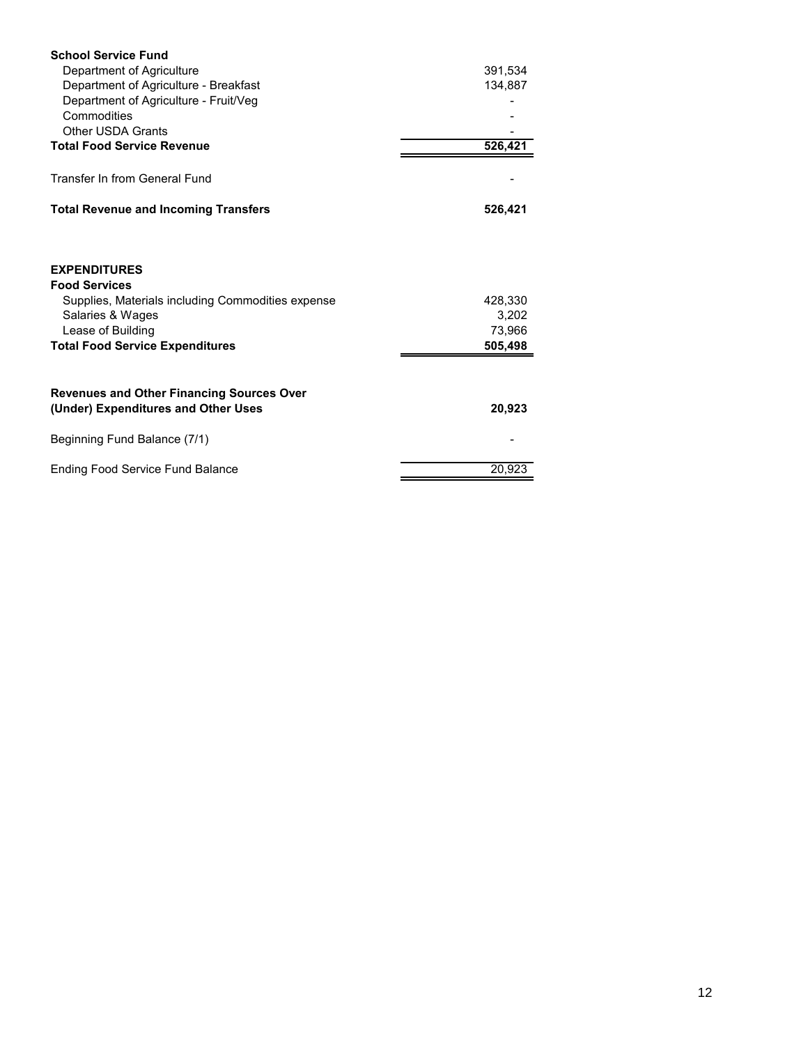| | |
|---|---|
| **School Service Fund** | |
| Department of Agriculture | 391,534 |
| Department of Agriculture - Breakfast | 134,887 |
| Department of Agriculture - Fruit/Veg | - |
| Commodities | - |
| Other USDA Grants | - |
| **Total Food Service Revenue** | **526,421** |
| | |
| Transfer In from General Fund | - |
| | |
| **Total Revenue and Incoming Transfers** | **526,421** |
| | |
| **EXPENDITURES** | |
| **Food Services** | |
| Supplies, Materials including Commodities expense | 428,330 |
| Salaries & Wages | 3,202 |
| Lease of Building | 73,966 |
| **Total Food Service Expenditures** | **505,498** |
| | |
| **Revenues and Other Financing Sources Over (Under) Expenditures and Other Uses** | **20,923** |
| | |
| Beginning Fund Balance (7/1) | - |
| | |
| Ending Food Service Fund Balance | 20,923 |